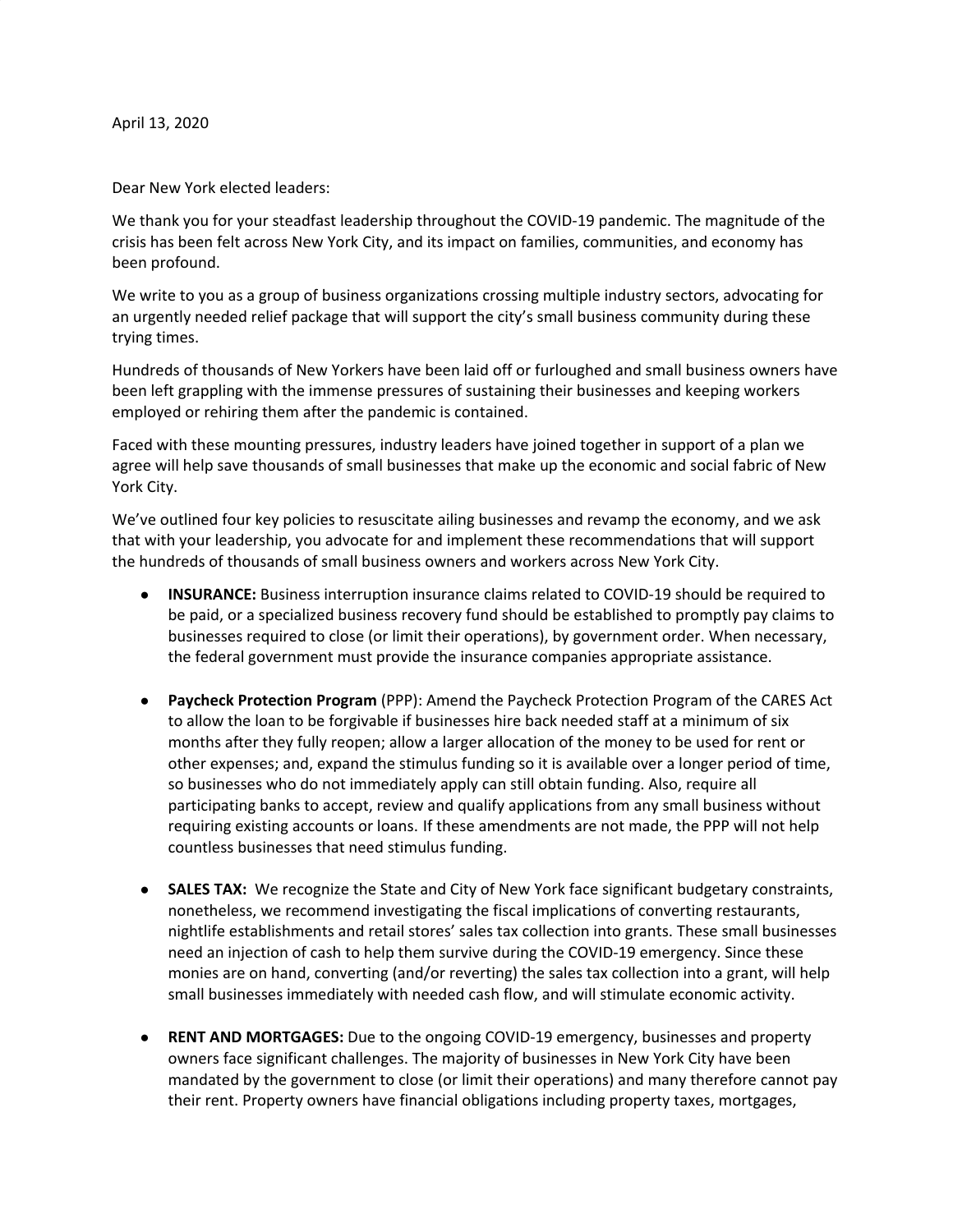April 13, 2020

Dear New York elected leaders:

We thank you for your steadfast leadership throughout the COVID-19 pandemic. The magnitude of the crisis has been felt across New York City, and its impact on families, communities, and economy has been profound.

We write to you as a group of business organizations crossing multiple industry sectors, advocating for an urgently needed relief package that will support the city's small business community during these trying times.

Hundreds of thousands of New Yorkers have been laid off or furloughed and small business owners have been left grappling with the immense pressures of sustaining their businesses and keeping workers employed or rehiring them after the pandemic is contained.

Faced with these mounting pressures, industry leaders have joined together in support of a plan we agree will help save thousands of small businesses that make up the economic and social fabric of New York City.

We've outlined four key policies to resuscitate ailing businesses and revamp the economy, and we ask that with your leadership, you advocate for and implement these recommendations that will support the hundreds of thousands of small business owners and workers across New York City.

- **INSURANCE:** Business interruption insurance claims related to COVID-19 should be required to be paid, or a specialized business recovery fund should be established to promptly pay claims to businesses required to close (or limit their operations), by government order. When necessary, the federal government must provide the insurance companies appropriate assistance.

- **Paycheck Protection Program** (PPP): Amend the Paycheck Protection Program of the CARES Act to allow the loan to be forgivable if businesses hire back needed staff at a minimum of six months after they fully reopen; allow a larger allocation of the money to be used for rent or other expenses; and, expand the stimulus funding so it is available over a longer period of time, so businesses who do not immediately apply can still obtain funding. Also, require all participating banks to accept, review and qualify applications from any small business without requiring existing accounts or loans. If these amendments are not made, the PPP will not help countless businesses that need stimulus funding.

- **SALES TAX:** We recognize the State and City of New York face significant budgetary constraints, nonetheless, we recommend investigating the fiscal implications of converting restaurants, nightlife establishments and retail stores' sales tax collection into grants. These small businesses need an injection of cash to help them survive during the COVID-19 emergency. Since these monies are on hand, converting (and/or reverting) the sales tax collection into a grant, will help small businesses immediately with needed cash flow, and will stimulate economic activity.

- **RENT AND MORTGAGES:** Due to the ongoing COVID-19 emergency, businesses and property owners face significant challenges. The majority of businesses in New York City have been mandated by the government to close (or limit their operations) and many therefore cannot pay their rent. Property owners have financial obligations including property taxes, mortgages,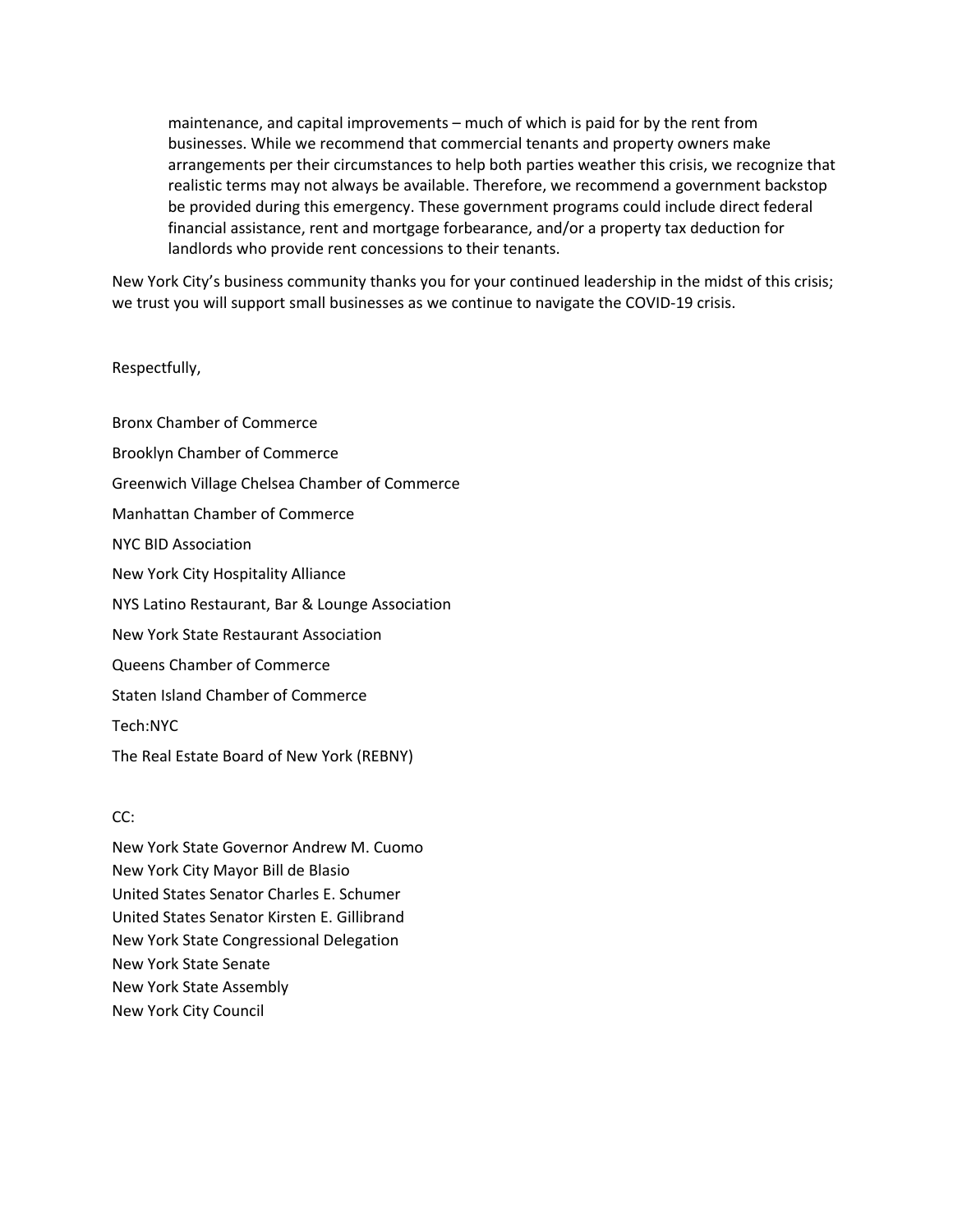maintenance, and capital improvements – much of which is paid for by the rent from businesses. While we recommend that commercial tenants and property owners make arrangements per their circumstances to help both parties weather this crisis, we recognize that realistic terms may not always be available. Therefore, we recommend a government backstop be provided during this emergency. These government programs could include direct federal financial assistance, rent and mortgage forbearance, and/or a property tax deduction for landlords who provide rent concessions to their tenants.

New York City's business community thanks you for your continued leadership in the midst of this crisis; we trust you will support small businesses as we continue to navigate the COVID-19 crisis.

Respectfully,

Bronx Chamber of Commerce

Brooklyn Chamber of Commerce

Greenwich Village Chelsea Chamber of Commerce

Manhattan Chamber of Commerce

NYC BID Association

New York City Hospitality Alliance

NYS Latino Restaurant, Bar & Lounge Association

New York State Restaurant Association

Queens Chamber of Commerce

Staten Island Chamber of Commerce

Tech:NYC

The Real Estate Board of New York (REBNY)

CC:

New York State Governor Andrew M. Cuomo
New York City Mayor Bill de Blasio
United States Senator Charles E. Schumer
United States Senator Kirsten E. Gillibrand
New York State Congressional Delegation
New York State Senate
New York State Assembly
New York City Council